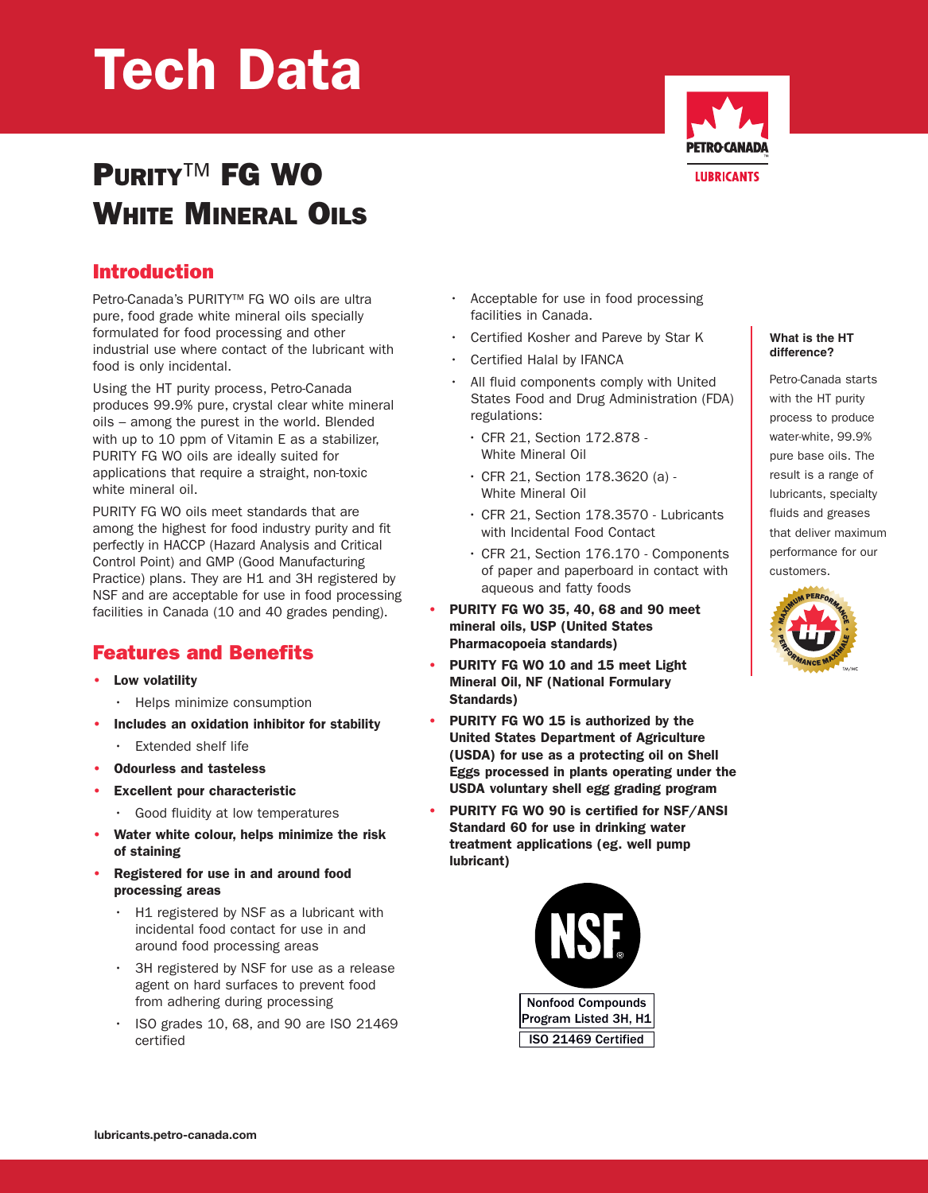# Tech Data

# PURITY™ FG WO WHITE MINERAL OILS

## Introduction

Petro-Canada's PURITY™ FG WO oils are ultra pure, food grade white mineral oils specially formulated for food processing and other industrial use where contact of the lubricant with food is only incidental.

Using the HT purity process, Petro-Canada produces 99.9% pure, crystal clear white mineral oils – among the purest in the world. Blended with up to 10 ppm of Vitamin E as a stabilizer, PURITY FG WO oils are ideally suited for applications that require a straight, non-toxic white mineral oil.

PURITY FG WO oils meet standards that are among the highest for food industry purity and fit perfectly in HACCP (Hazard Analysis and Critical Control Point) and GMP (Good Manufacturing Practice) plans. They are H1 and 3H registered by NSF and are acceptable for use in food processing facilities in Canada (10 and 40 grades pending).

## Features and Benefits

- **Low volatility**
  - Helps minimize consumption
- **Includes an oxidation inhibitor for stability**
  - Extended shelf life
- **Odourless and tasteless**
- **Excellent pour characteristic**
  - Good fluidity at low temperatures
- **Water white colour, helps minimize the risk of staining**
- **Registered for use in and around food processing areas**
  - H1 registered by NSF as a lubricant with incidental food contact for use in and around food processing areas
  - 3H registered by NSF for use as a release agent on hard surfaces to prevent food from adhering during processing
  - ISO grades 10, 68, and 90 are ISO 21469 certified
  - Acceptable for use in food processing facilities in Canada.
  - Certified Kosher and Pareve by Star K
  - Certified Halal by IFANCA
  - All fluid components comply with United States Food and Drug Administration (FDA) regulations:
    - CFR 21, Section 172.878 - White Mineral Oil
    - CFR 21, Section 178.3620 (a) - White Mineral Oil
    - CFR 21, Section 178.3570 - Lubricants with Incidental Food Contact
    - CFR 21, Section 176.170 - Components of paper and paperboard in contact with aqueous and fatty foods
- **PURITY FG WO 35, 40, 68 and 90 meet mineral oils, USP (United States Pharmacopoeia standards)**
- **PURITY FG WO 10 and 15 meet Light Mineral Oil, NF (National Formulary Standards)**
- **PURITY FG WO 15 is authorized by the United States Department of Agriculture (USDA) for use as a protecting oil on Shell Eggs processed in plants operating under the USDA voluntary shell egg grading program**
- **PURITY FG WO 90 is certified for NSF/ANSI Standard 60 for use in drinking water treatment applications (eg. well pump lubricant)**

NSF
Nonfood Compounds Program Listed 3H, H1
ISO 21469 Certified

**What is the HT difference?**

Petro-Canada starts with the HT purity process to produce water-white, 99.9% pure base oils. The result is a range of lubricants, specialty fluids and greases that deliver maximum performance for our customers.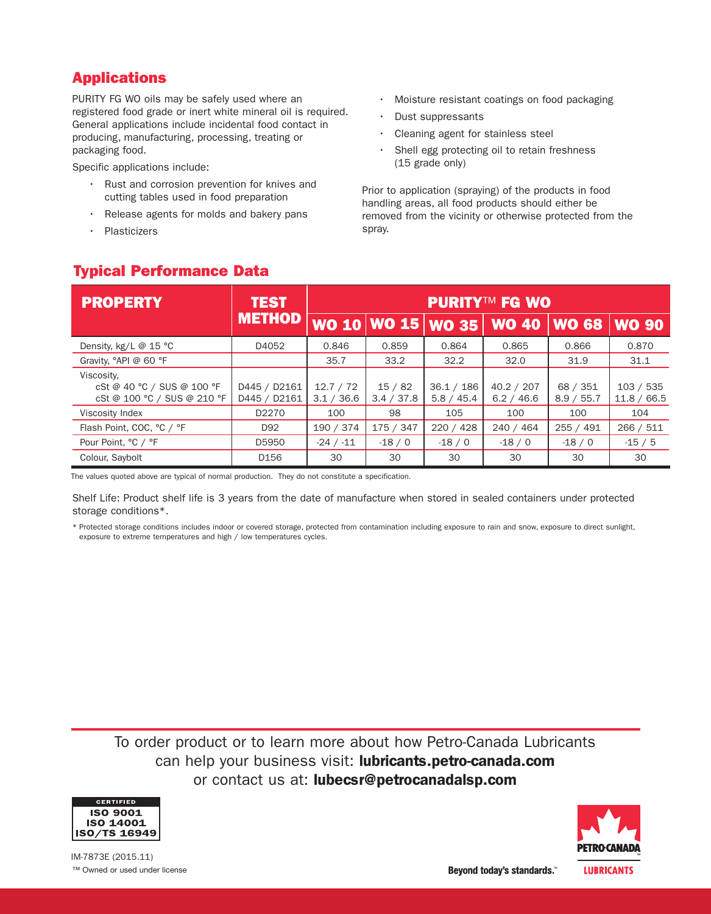## Applications

PURITY FG WO oils may be safely used where an registered food grade or inert white mineral oil is required. General applications include incidental food contact in producing, manufacturing, processing, treating or packaging food.

Specific applications include:

- Rust and corrosion prevention for knives and cutting tables used in food preparation
- Release agents for molds and bakery pans
- Plasticizers
- Moisture resistant coatings on food packaging
- Dust suppressants
- Cleaning agent for stainless steel
- Shell egg protecting oil to retain freshness (15 grade only)

Prior to application (spraying) of the products in food handling areas, all food products should either be removed from the vicinity or otherwise protected from the spray.

## Typical Performance Data

| PROPERTY | TEST METHOD | PURITY™ FG WO | | | | | |
|---|---|---|---|---|---|---|---|
| | | WO 10 | WO 15 | WO 35 | WO 40 | WO 68 | WO 90 |
| Density, kg/L @ 15 °C | D4052 | 0.846 | 0.859 | 0.864 | 0.865 | 0.866 | 0.870 |
| Gravity, °API @ 60 °F | | 35.7 | 33.2 | 32.2 | 32.0 | 31.9 | 31.1 |
| Viscosity, cSt @ 40 °C / SUS @ 100 °F | D445 / D2161 | 12.7 / 72 | 15 / 82 | 36.1 / 186 | 40.2 / 207 | 68 / 351 | 103 / 535 |
| cSt @ 100 °C / SUS @ 210 °F | D445 / D2161 | 3.1 / 36.6 | 3.4 / 37.8 | 5.8 / 45.4 | 6.2 / 46.6 | 8.9 / 55.7 | 11.8 / 66.5 |
| Viscosity Index | D2270 | 100 | 98 | 105 | 100 | 100 | 104 |
| Flash Point, COC, °C / °F | D92 | 190 / 374 | 175 / 347 | 220 / 428 | 240 / 464 | 255 / 491 | 266 / 511 |
| Pour Point, °C / °F | D5950 | -24 / -11 | -18 / 0 | -18 / 0 | -18 / 0 | -18 / 0 | -15 / 5 |
| Colour, Saybolt | D156 | 30 | 30 | 30 | 30 | 30 | 30 |

The values quoted above are typical of normal production. They do not constitute a specification.

Shelf Life: Product shelf life is 3 years from the date of manufacture when stored in sealed containers under protected storage conditions*.

* Protected storage conditions includes indoor or covered storage, protected from contamination including exposure to rain and snow, exposure to direct sunlight, exposure to extreme temperatures and high / low temperatures cycles.

To order product or to learn more about how Petro-Canada Lubricants can help your business visit: **lubricants.petro-canada.com**
or contact us at: **lubecsr@petrocanadalsp.com**

CERTIFIED
ISO 9001
ISO 14001
ISO/TS 16949

IM-7873E (2015.11)
™ Owned or used under license

Beyond today's standards.™

PETRO-CANADA LUBRICANTS